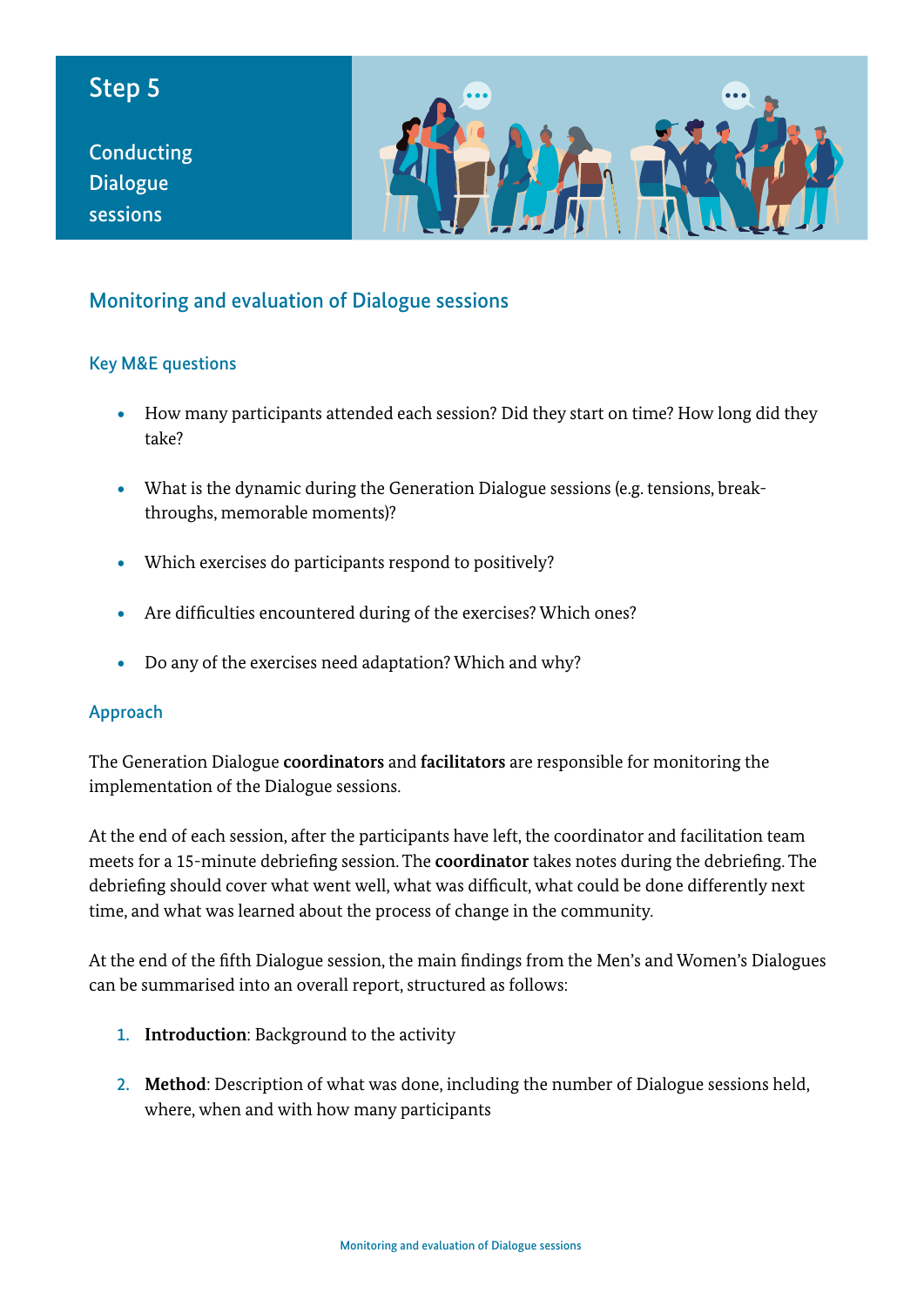# Step 5

## Conducting Dialogue sessions

## Monitoring and evaluation of Dialogue sessions

### Key M&E questions

- How many participants attended each session? Did they start on time? How long did they take?
- What is the dynamic during the Generation Dialogue sessions (e.g. tensions, break-throughs, memorable moments)?
- Which exercises do participants respond to positively?
- Are difficulties encountered during of the exercises? Which ones?
- Do any of the exercises need adaptation? Which and why?

### Approach

The Generation Dialogue **coordinators** and **facilitators** are responsible for monitoring the implementation of the Dialogue sessions.

At the end of each session, after the participants have left, the coordinator and facilitation team meets for a 15-minute debriefing session. The **coordinator** takes notes during the debriefing. The debriefing should cover what went well, what was difficult, what could be done differently next time, and what was learned about the process of change in the community.

At the end of the fifth Dialogue session, the main findings from the Men's and Women's Dialogues can be summarised into an overall report, structured as follows:

1. **Introduction**: Background to the activity
2. **Method**: Description of what was done, including the number of Dialogue sessions held, where, when and with how many participants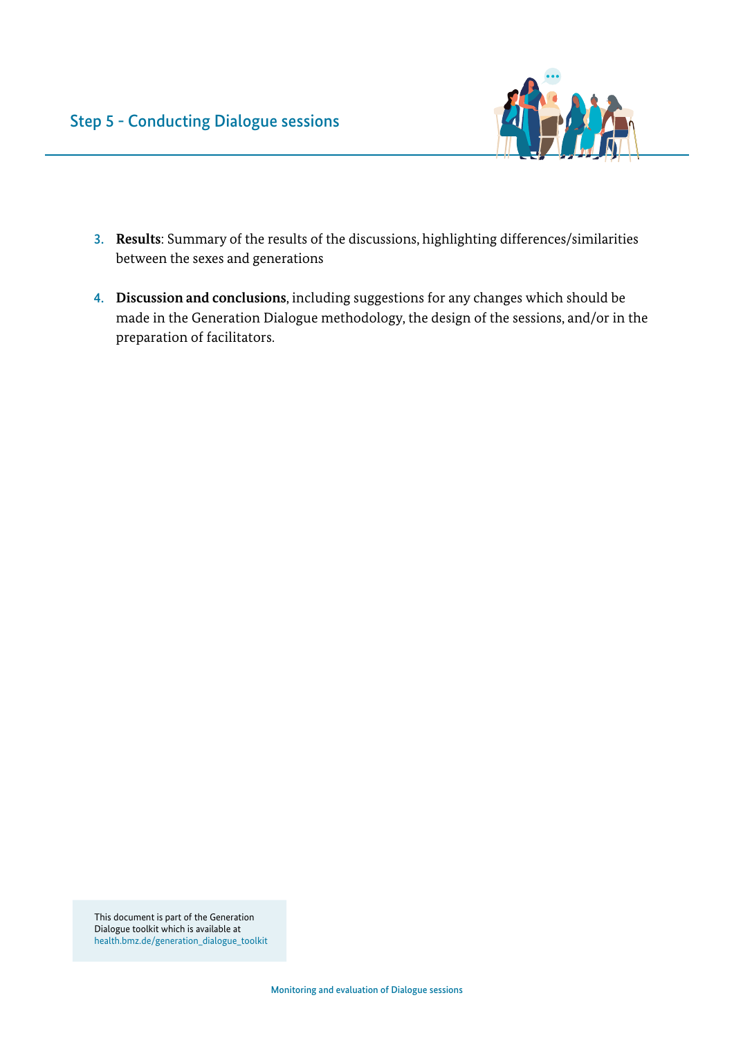3. **Results**: Summary of the results of the discussions, highlighting differences/similarities between the sexes and generations

4. **Discussion and conclusions**, including suggestions for any changes which should be made in the Generation Dialogue methodology, the design of the sessions, and/or in the preparation of facilitators.

This document is part of the Generation Dialogue toolkit which is available at health.bmz.de/generation_dialogue_toolkit